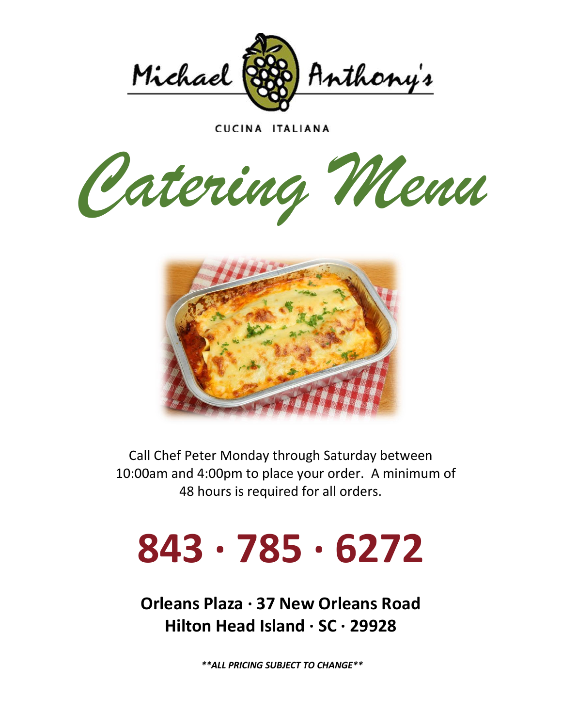# Michael Anthony's

CUCINA ITALIANA

# *Catering Menu*

Call Chef Peter Monday through Saturday between 10:00am and 4:00pm to place your order. A minimum of 48 hours is required for all orders.

# 843 · 785 · 6272

**Orleans Plaza · 37 New Orleans Road**
**Hilton Head Island · SC · 29928**

***\*\*ALL PRICING SUBJECT TO CHANGE\*\****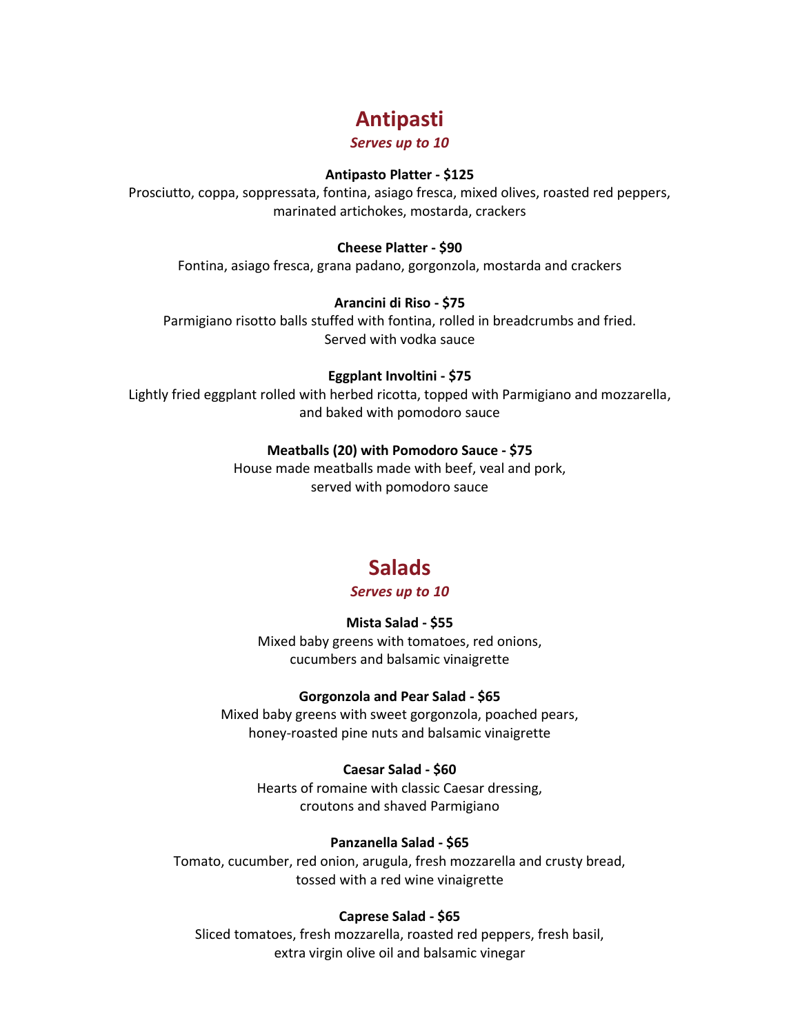## Antipasti

***Serves up to 10***

**Antipasto Platter - $125**
Prosciutto, coppa, soppressata, fontina, asiago fresca, mixed olives, roasted red peppers, marinated artichokes, mostarda, crackers

**Cheese Platter - $90**
Fontina, asiago fresca, grana padano, gorgonzola, mostarda and crackers

**Arancini di Riso - $75**
Parmigiano risotto balls stuffed with fontina, rolled in breadcrumbs and fried.
Served with vodka sauce

**Eggplant Involtini - $75**
Lightly fried eggplant rolled with herbed ricotta, topped with Parmigiano and mozzarella, and baked with pomodoro sauce

**Meatballs (20) with Pomodoro Sauce - $75**
House made meatballs made with beef, veal and pork,
served with pomodoro sauce

## Salads

***Serves up to 10***

**Mista Salad - $55**
Mixed baby greens with tomatoes, red onions,
cucumbers and balsamic vinaigrette

**Gorgonzola and Pear Salad - $65**
Mixed baby greens with sweet gorgonzola, poached pears,
honey-roasted pine nuts and balsamic vinaigrette

**Caesar Salad - $60**
Hearts of romaine with classic Caesar dressing,
croutons and shaved Parmigiano

**Panzanella Salad - $65**
Tomato, cucumber, red onion, arugula, fresh mozzarella and crusty bread,
tossed with a red wine vinaigrette

**Caprese Salad - $65**
Sliced tomatoes, fresh mozzarella, roasted red peppers, fresh basil,
extra virgin olive oil and balsamic vinegar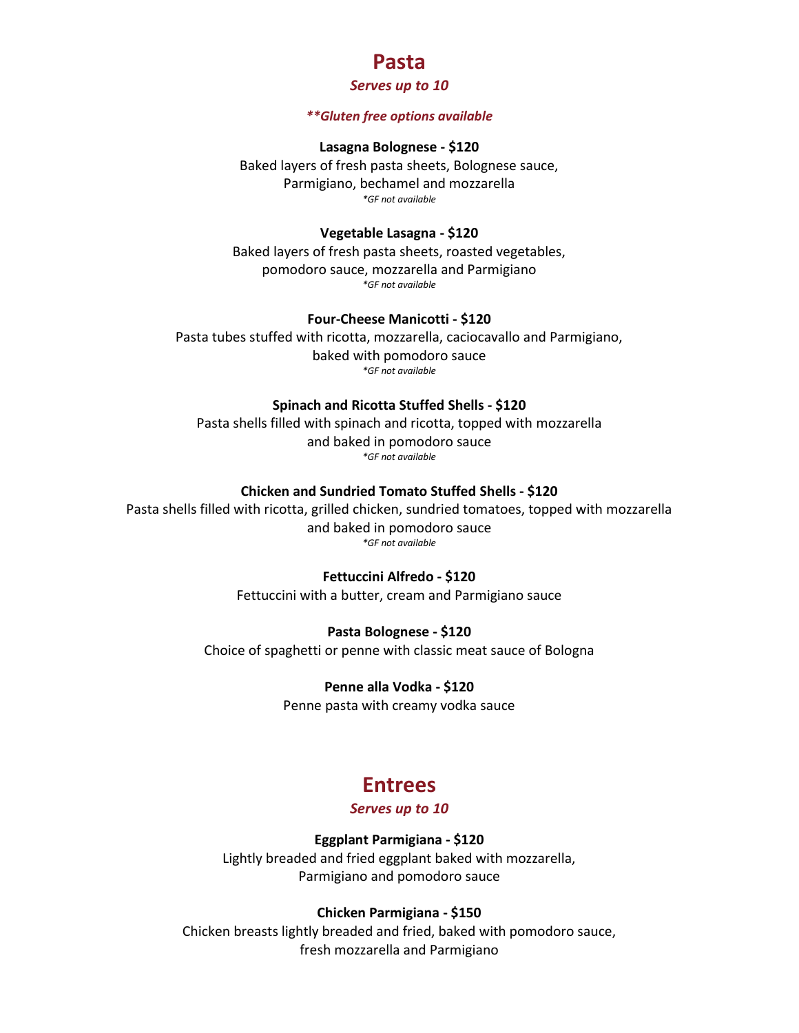# Pasta

*Serves up to 10*

*\*\*Gluten free options available*

**Lasagna Bolognese - $120**
Baked layers of fresh pasta sheets, Bolognese sauce, Parmigiano, bechamel and mozzarella
*\*GF not available*

**Vegetable Lasagna - $120**
Baked layers of fresh pasta sheets, roasted vegetables, pomodoro sauce, mozzarella and Parmigiano
*\*GF not available*

**Four-Cheese Manicotti - $120**
Pasta tubes stuffed with ricotta, mozzarella, caciocavallo and Parmigiano, baked with pomodoro sauce
*\*GF not available*

**Spinach and Ricotta Stuffed Shells - $120**
Pasta shells filled with spinach and ricotta, topped with mozzarella and baked in pomodoro sauce
*\*GF not available*

**Chicken and Sundried Tomato Stuffed Shells - $120**
Pasta shells filled with ricotta, grilled chicken, sundried tomatoes, topped with mozzarella and baked in pomodoro sauce
*\*GF not available*

**Fettuccini Alfredo - $120**
Fettuccini with a butter, cream and Parmigiano sauce

**Pasta Bolognese - $120**
Choice of spaghetti or penne with classic meat sauce of Bologna

**Penne alla Vodka - $120**
Penne pasta with creamy vodka sauce

# Entrees

*Serves up to 10*

**Eggplant Parmigiana - $120**
Lightly breaded and fried eggplant baked with mozzarella, Parmigiano and pomodoro sauce

**Chicken Parmigiana - $150**
Chicken breasts lightly breaded and fried, baked with pomodoro sauce, fresh mozzarella and Parmigiano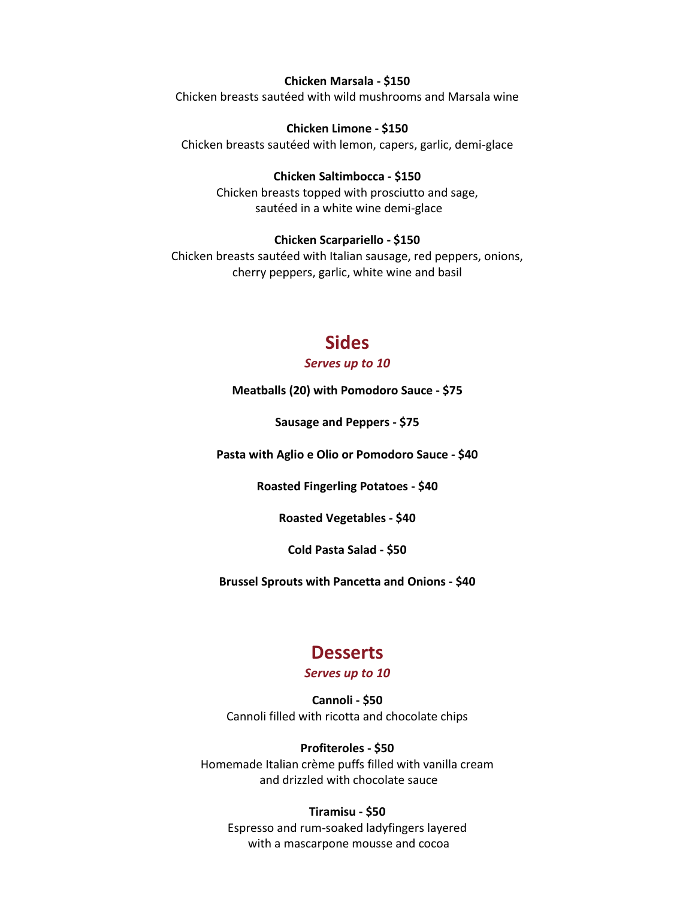**Chicken Marsala - $150**
Chicken breasts sautéed with wild mushrooms and Marsala wine

**Chicken Limone - $150**
Chicken breasts sautéed with lemon, capers, garlic, demi-glace

**Chicken Saltimbocca - $150**
Chicken breasts topped with prosciutto and sage, sautéed in a white wine demi-glace

**Chicken Scarpariello - $150**
Chicken breasts sautéed with Italian sausage, red peppers, onions, cherry peppers, garlic, white wine and basil

## Sides

*Serves up to 10*

**Meatballs (20) with Pomodoro Sauce - $75**

**Sausage and Peppers - $75**

**Pasta with Aglio e Olio or Pomodoro Sauce - $40**

**Roasted Fingerling Potatoes - $40**

**Roasted Vegetables - $40**

**Cold Pasta Salad - $50**

**Brussel Sprouts with Pancetta and Onions - $40**

## Desserts

*Serves up to 10*

**Cannoli - $50**
Cannoli filled with ricotta and chocolate chips

**Profiteroles - $50**
Homemade Italian crème puffs filled with vanilla cream and drizzled with chocolate sauce

**Tiramisu - $50**
Espresso and rum-soaked ladyfingers layered with a mascarpone mousse and cocoa